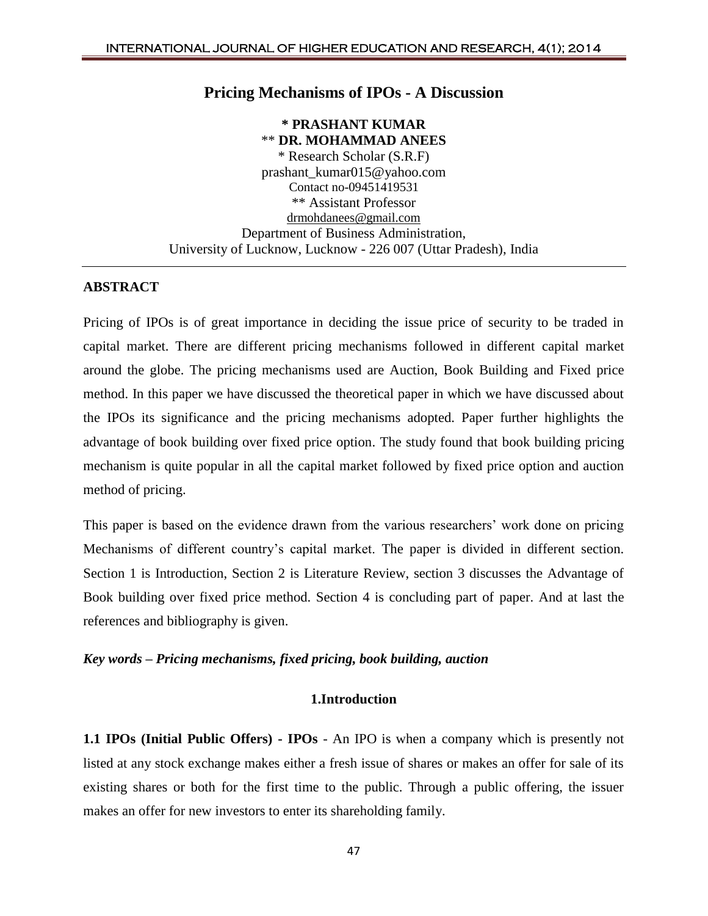# Pricing Mechanisms of IPOs - A Discussion

**\* PRASHANT KUMAR**
\*\* **DR. MOHAMMAD ANEES**
\* Research Scholar (S.R.F)
prashant_kumar015@yahoo.com
Contact no-09451419531
\*\* Assistant Professor
drmohdanees@gmail.com
Department of Business Administration,
University of Lucknow, Lucknow - 226 007 (Uttar Pradesh), India

## ABSTRACT

Pricing of IPOs is of great importance in deciding the issue price of security to be traded in capital market. There are different pricing mechanisms followed in different capital market around the globe. The pricing mechanisms used are Auction, Book Building and Fixed price method. In this paper we have discussed the theoretical paper in which we have discussed about the IPOs its significance and the pricing mechanisms adopted. Paper further highlights the advantage of book building over fixed price option. The study found that book building pricing mechanism is quite popular in all the capital market followed by fixed price option and auction method of pricing.

This paper is based on the evidence drawn from the various researchers' work done on pricing Mechanisms of different country's capital market. The paper is divided in different section. Section 1 is Introduction, Section 2 is Literature Review, section 3 discusses the Advantage of Book building over fixed price method. Section 4 is concluding part of paper. And at last the references and bibliography is given.

***Key words – Pricing mechanisms, fixed pricing, book building, auction***

## 1.Introduction

**1.1 IPOs (Initial Public Offers) - IPOs** - An IPO is when a company which is presently not listed at any stock exchange makes either a fresh issue of shares or makes an offer for sale of its existing shares or both for the first time to the public. Through a public offering, the issuer makes an offer for new investors to enter its shareholding family.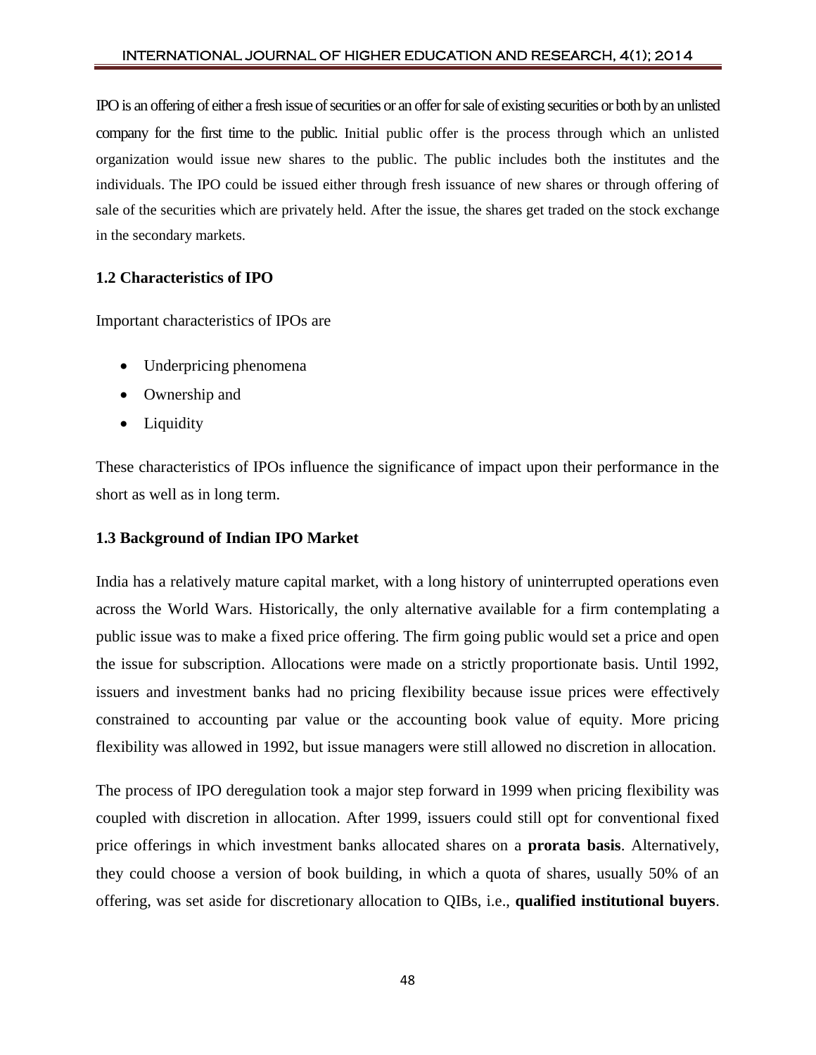IPO is an offering of either a fresh issue of securities or an offer for sale of existing securities or both by an unlisted company for the first time to the public. Initial public offer is the process through which an unlisted organization would issue new shares to the public. The public includes both the institutes and the individuals. The IPO could be issued either through fresh issuance of new shares or through offering of sale of the securities which are privately held. After the issue, the shares get traded on the stock exchange in the secondary markets.

### 1.2 Characteristics of IPO

Important characteristics of IPOs are

- Underpricing phenomena
- Ownership and
- Liquidity

These characteristics of IPOs influence the significance of impact upon their performance in the short as well as in long term.

### 1.3 Background of Indian IPO Market

India has a relatively mature capital market, with a long history of uninterrupted operations even across the World Wars. Historically, the only alternative available for a firm contemplating a public issue was to make a fixed price offering. The firm going public would set a price and open the issue for subscription. Allocations were made on a strictly proportionate basis. Until 1992, issuers and investment banks had no pricing flexibility because issue prices were effectively constrained to accounting par value or the accounting book value of equity. More pricing flexibility was allowed in 1992, but issue managers were still allowed no discretion in allocation.

The process of IPO deregulation took a major step forward in 1999 when pricing flexibility was coupled with discretion in allocation. After 1999, issuers could still opt for conventional fixed price offerings in which investment banks allocated shares on a **prorata basis**. Alternatively, they could choose a version of book building, in which a quota of shares, usually 50% of an offering, was set aside for discretionary allocation to QIBs, i.e., **qualified institutional buyers**.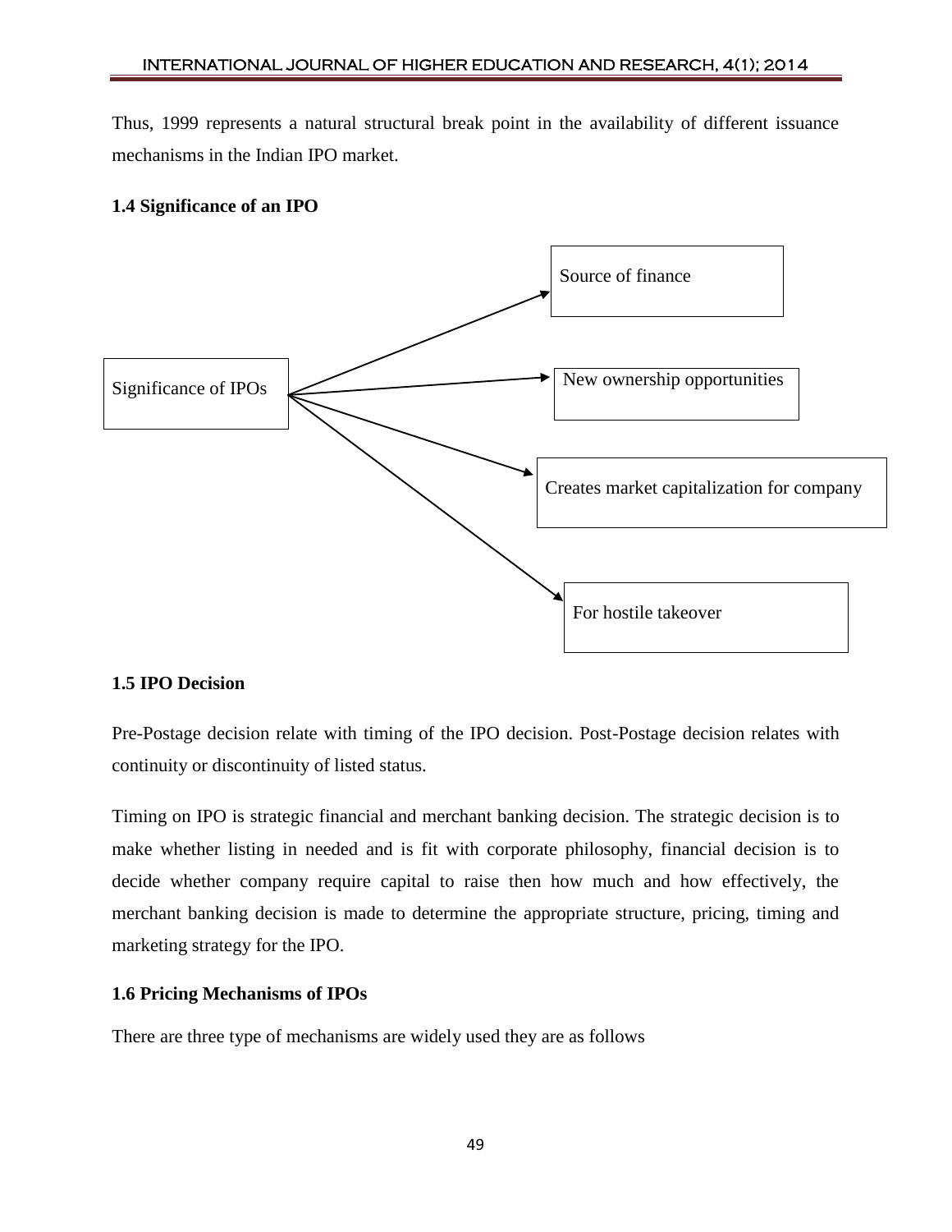Thus, 1999 represents a natural structural break point in the availability of different issuance mechanisms in the Indian IPO market.

**1.4 Significance of an IPO**

Significance of IPOs

- Source of finance
- New ownership opportunities
- Creates market capitalization for company
- For hostile takeover

**1.5 IPO Decision**

Pre-Postage decision relate with timing of the IPO decision. Post-Postage decision relates with continuity or discontinuity of listed status.

Timing on IPO is strategic financial and merchant banking decision. The strategic decision is to make whether listing in needed and is fit with corporate philosophy, financial decision is to decide whether company require capital to raise then how much and how effectively, the merchant banking decision is made to determine the appropriate structure, pricing, timing and marketing strategy for the IPO.

**1.6 Pricing Mechanisms of IPOs**

There are three type of mechanisms are widely used they are as follows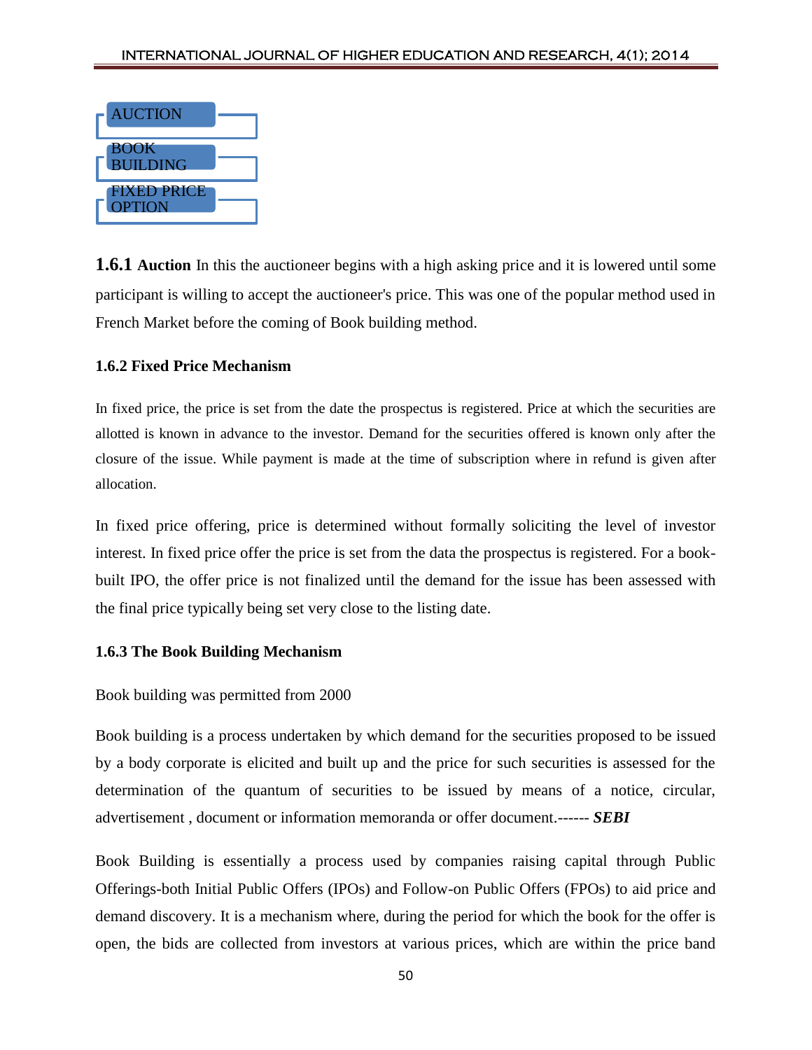- AUCTION
- BOOK BUILDING
- FIXED PRICE OPTION

**1.6.1 Auction** In this the auctioneer begins with a high asking price and it is lowered until some participant is willing to accept the auctioneer's price. This was one of the popular method used in French Market before the coming of Book building method.

### 1.6.2 Fixed Price Mechanism

In fixed price, the price is set from the date the prospectus is registered. Price at which the securities are allotted is known in advance to the investor. Demand for the securities offered is known only after the closure of the issue. While payment is made at the time of subscription where in refund is given after allocation.

In fixed price offering, price is determined without formally soliciting the level of investor interest. In fixed price offer the price is set from the data the prospectus is registered. For a book-built IPO, the offer price is not finalized until the demand for the issue has been assessed with the final price typically being set very close to the listing date.

### 1.6.3 The Book Building Mechanism

Book building was permitted from 2000

Book building is a process undertaken by which demand for the securities proposed to be issued by a body corporate is elicited and built up and the price for such securities is assessed for the determination of the quantum of securities to be issued by means of a notice, circular, advertisement , document or information memoranda or offer document.------ ***SEBI***

Book Building is essentially a process used by companies raising capital through Public Offerings-both Initial Public Offers (IPOs) and Follow-on Public Offers (FPOs) to aid price and demand discovery. It is a mechanism where, during the period for which the book for the offer is open, the bids are collected from investors at various prices, which are within the price band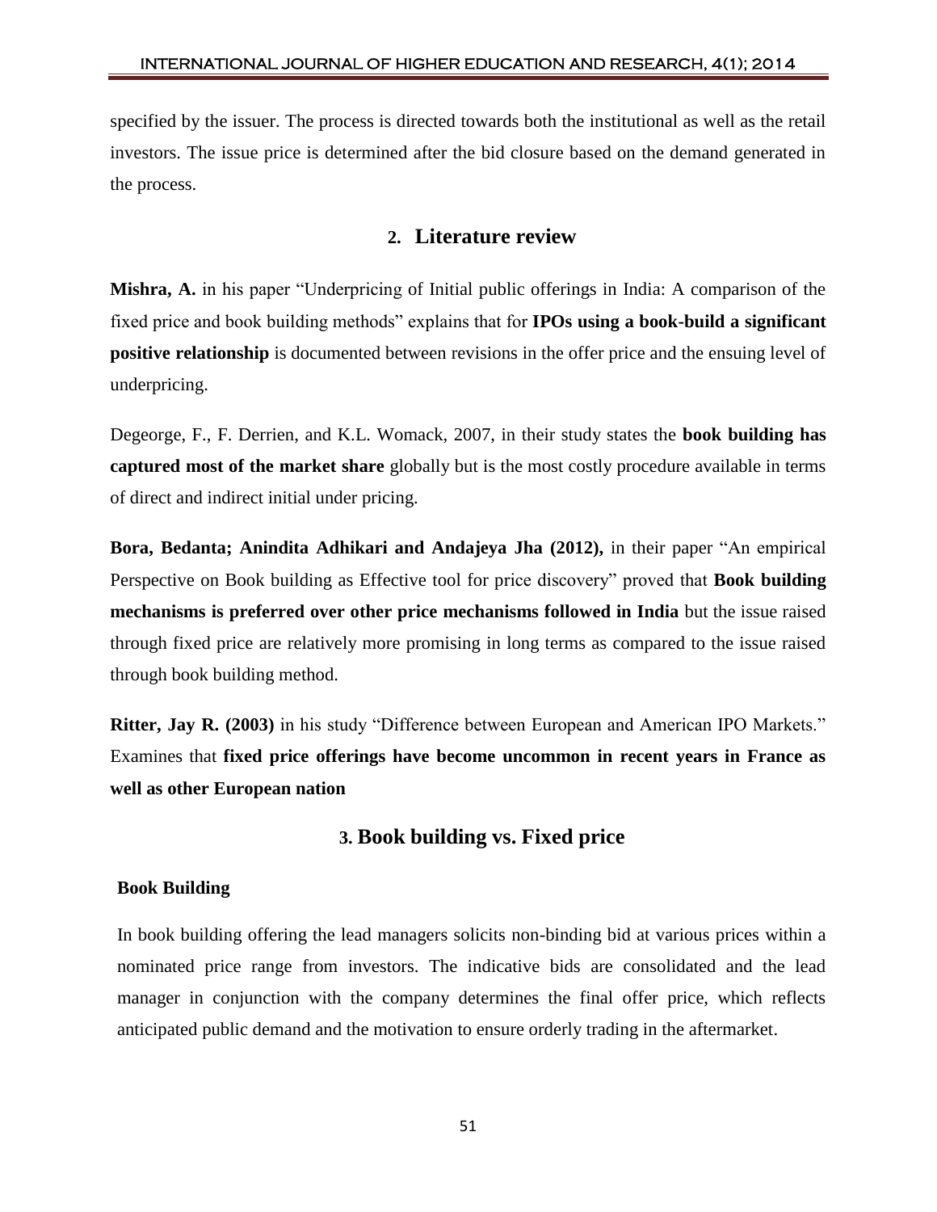specified by the issuer. The process is directed towards both the institutional as well as the retail investors. The issue price is determined after the bid closure based on the demand generated in the process.

## 2. Literature review

**Mishra, A.** in his paper "Underpricing of Initial public offerings in India: A comparison of the fixed price and book building methods" explains that for **IPOs using a book-build a significant positive relationship** is documented between revisions in the offer price and the ensuing level of underpricing.

Degeorge, F., F. Derrien, and K.L. Womack, 2007, in their study states the **book building has captured most of the market share** globally but is the most costly procedure available in terms of direct and indirect initial under pricing.

**Bora, Bedanta; Anindita Adhikari and Andajeya Jha (2012),** in their paper "An empirical Perspective on Book building as Effective tool for price discovery" proved that **Book building mechanisms is preferred over other price mechanisms followed in India** but the issue raised through fixed price are relatively more promising in long terms as compared to the issue raised through book building method.

**Ritter, Jay R. (2003)** in his study "Difference between European and American IPO Markets." Examines that **fixed price offerings have become uncommon in recent years in France as well as other European nation**

## 3. Book building vs. Fixed price

**Book Building**

In book building offering the lead managers solicits non-binding bid at various prices within a nominated price range from investors. The indicative bids are consolidated and the lead manager in conjunction with the company determines the final offer price, which reflects anticipated public demand and the motivation to ensure orderly trading in the aftermarket.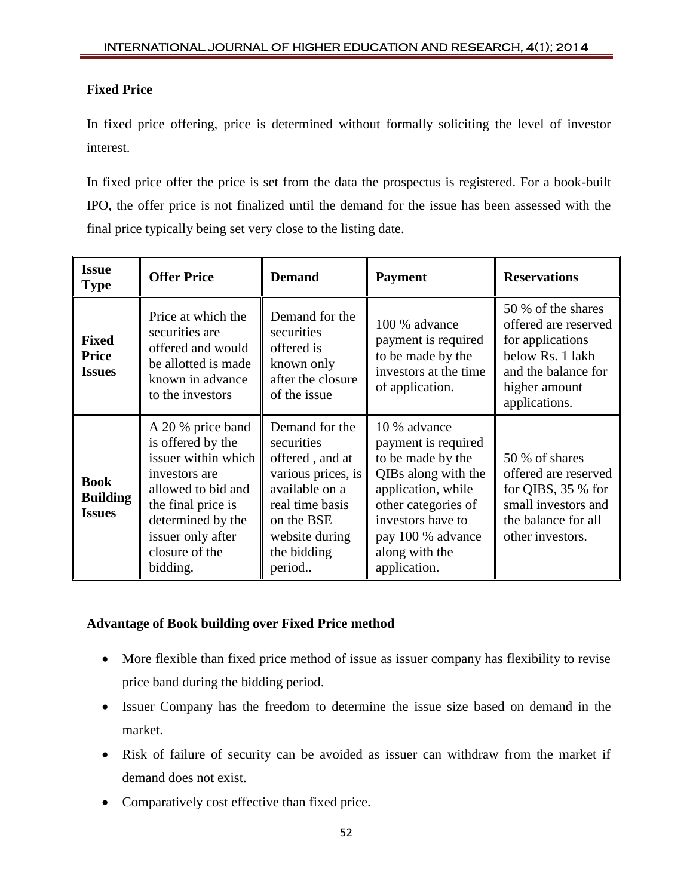**Fixed Price**

In fixed price offering, price is determined without formally soliciting the level of investor interest.

In fixed price offer the price is set from the data the prospectus is registered. For a book-built IPO, the offer price is not finalized until the demand for the issue has been assessed with the final price typically being set very close to the listing date.

| Issue Type | Offer Price | Demand | Payment | Reservations |
|---|---|---|---|---|
| **Fixed Price Issues** | Price at which the securities are offered and would be allotted is made known in advance to the investors | Demand for the securities offered is known only after the closure of the issue | 100 % advance payment is required to be made by the investors at the time of application. | 50 % of the shares offered are reserved for applications below Rs. 1 lakh and the balance for higher amount applications. |
| **Book Building Issues** | A 20 % price band is offered by the issuer within which investors are allowed to bid and the final price is determined by the issuer only after closure of the bidding. | Demand for the securities offered , and at various prices, is available on a real time basis on the BSE website during the bidding period.. | 10 % advance payment is required to be made by the QIBs along with the application, while other categories of investors have to pay 100 % advance along with the application. | 50 % of shares offered are reserved for QIBS, 35 % for small investors and the balance for all other investors. |

**Advantage of Book building over Fixed Price method**

- More flexible than fixed price method of issue as issuer company has flexibility to revise price band during the bidding period.
- Issuer Company has the freedom to determine the issue size based on demand in the market.
- Risk of failure of security can be avoided as issuer can withdraw from the market if demand does not exist.
- Comparatively cost effective than fixed price.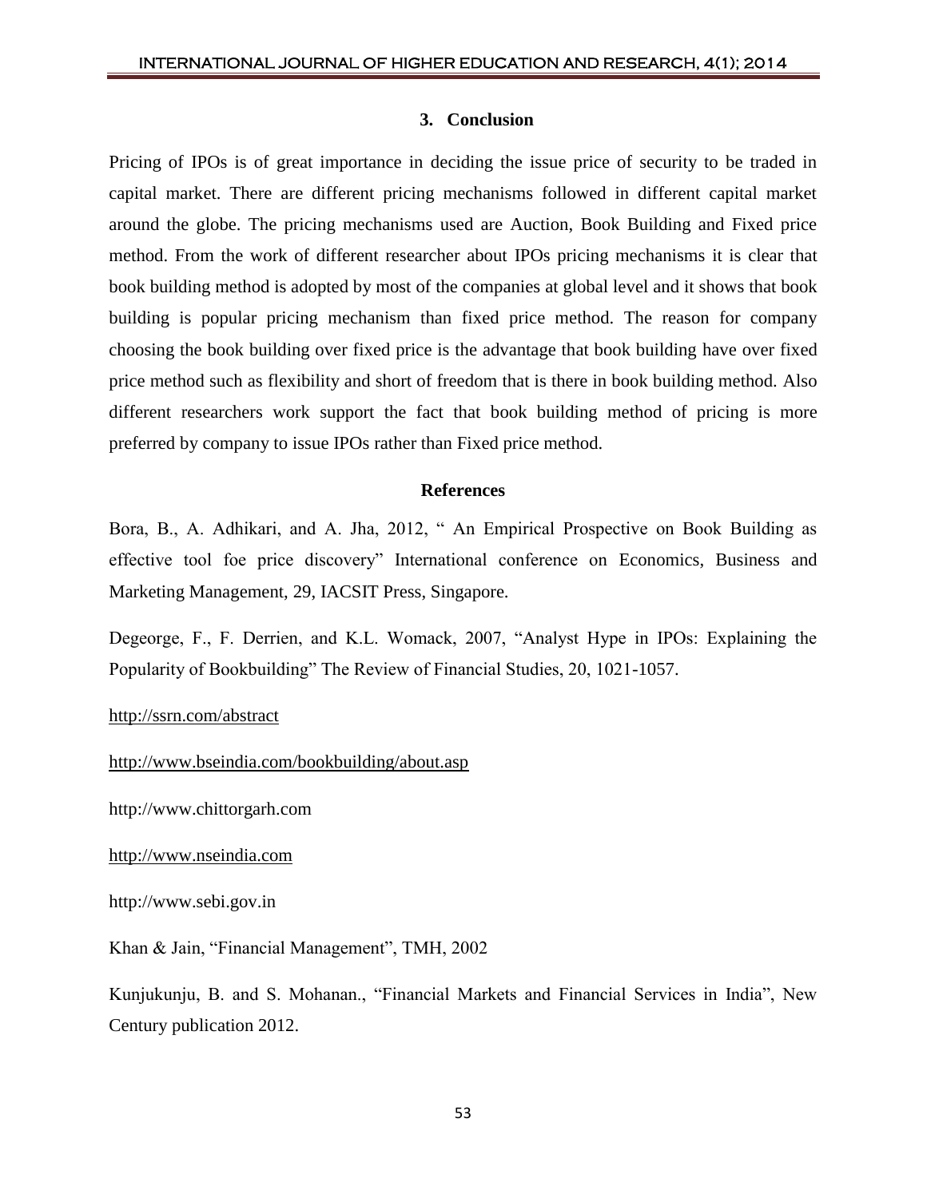## 3. Conclusion

Pricing of IPOs is of great importance in deciding the issue price of security to be traded in capital market. There are different pricing mechanisms followed in different capital market around the globe. The pricing mechanisms used are Auction, Book Building and Fixed price method. From the work of different researcher about IPOs pricing mechanisms it is clear that book building method is adopted by most of the companies at global level and it shows that book building is popular pricing mechanism than fixed price method. The reason for company choosing the book building over fixed price is the advantage that book building have over fixed price method such as flexibility and short of freedom that is there in book building method. Also different researchers work support the fact that book building method of pricing is more preferred by company to issue IPOs rather than Fixed price method.

## References

Bora, B., A. Adhikari, and A. Jha, 2012, " An Empirical Prospective on Book Building as effective tool foe price discovery" International conference on Economics, Business and Marketing Management, 29, IACSIT Press, Singapore.

Degeorge, F., F. Derrien, and K.L. Womack, 2007, "Analyst Hype in IPOs: Explaining the Popularity of Bookbuilding" The Review of Financial Studies, 20, 1021-1057.

http://ssrn.com/abstract

http://www.bseindia.com/bookbuilding/about.asp

http://www.chittorgarh.com

http://www.nseindia.com

http://www.sebi.gov.in

Khan & Jain, "Financial Management", TMH, 2002

Kunjukunju, B. and S. Mohanan., "Financial Markets and Financial Services in India", New Century publication 2012.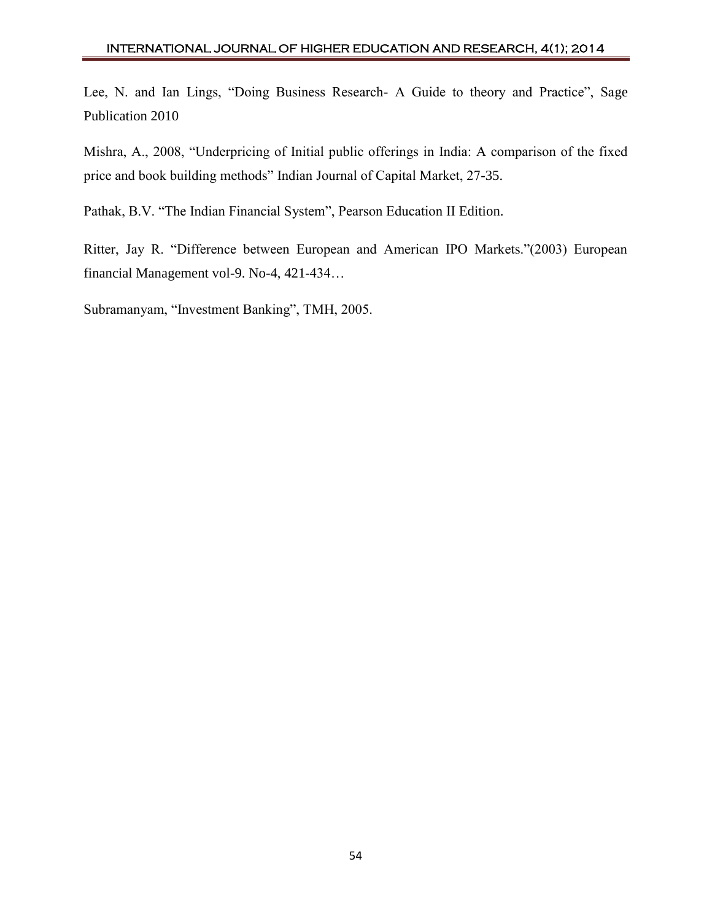Lee, N. and Ian Lings, “Doing Business Research- A Guide to theory and Practice”, Sage Publication 2010

Mishra, A., 2008, “Underpricing of Initial public offerings in India: A comparison of the fixed price and book building methods” Indian Journal of Capital Market, 27-35.

Pathak, B.V. “The Indian Financial System”, Pearson Education II Edition.

Ritter, Jay R. “Difference between European and American IPO Markets.”(2003) European financial Management vol-9. No-4, 421-434…

Subramanyam, “Investment Banking”, TMH, 2005.